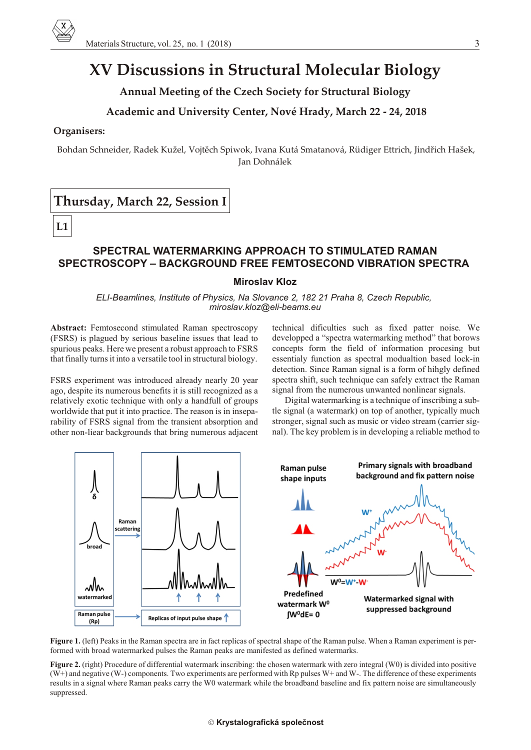# XV Discussions in Structural Molecular Biology

## Annual Meeting of the Czech Society for Structural Biology

## Academic and University Center, Nové Hrady, March 22 - 24, 2018

**Organisers:**

Bohdan Schneider, Radek Kužel, Vojtěch Spiwok, Ivana Kutá Smatanová, Rüdiger Ettrich, Jindřich Hašek, Jan Dohnálek

## Thursday, March 22, Session I

**L1**

### SPECTRAL WATERMARKING APPROACH TO STIMULATED RAMAN SPECTROSCOPY – BACKGROUND FREE FEMTOSECOND VIBRATION SPECTRA

**Miroslav Kloz**

*ELI-Beamlines, Institute of Physics, Na Slovance 2, 182 21 Praha 8, Czech Republic, miroslav.kloz@eli-beams.eu*

**Abstract:** Femtosecond stimulated Raman spectroscopy (FSRS) is plagued by serious baseline issues that lead to spurious peaks. Here we present a robust approach to FSRS that finally turns it into a versatile tool in structural biology.

FSRS experiment was introduced already nearly 20 year ago, despite its numerous benefits it is still recognized as a relatively exotic technique with only a handfull of groups worldwide that put it into practice. The reason is in inseparability of FSRS signal from the transient absorption and other non-liear backgrounds that bring numerous adjacent technical dificulties such as fixed patter noise. We developped a "spectra watermarking method" that borows concepts form the field of information procesing but essentialy function as spectral modualtion based lock-in detection. Since Raman signal is a form of hihgly defined spectra shift, such technique can safely extract the Raman signal from the numerous unwanted nonlinear signals.

Digital watermarking is a technique of inscribing a subtle signal (a watermark) on top of another, typically much stronger, signal such as music or video stream (carrier signal). The key problem is in developing a reliable method to

**Figure 1.** (left) Peaks in the Raman spectra are in fact replicas of spectral shape of the Raman pulse. When a Raman experiment is performed with broad watermarked pulses the Raman peaks are manifested as defined watermarks.

**Figure 2.** (right) Procedure of differential watermark inscribing: the chosen watermark with zero integral (W0) is divided into positive (W+) and negative (W-) components. Two experiments are performed with Rp pulses W+ and W-. The difference of these experiments results in a signal where Raman peaks carry the W0 watermark while the broadband baseline and fix pattern noise are simultaneously suppressed.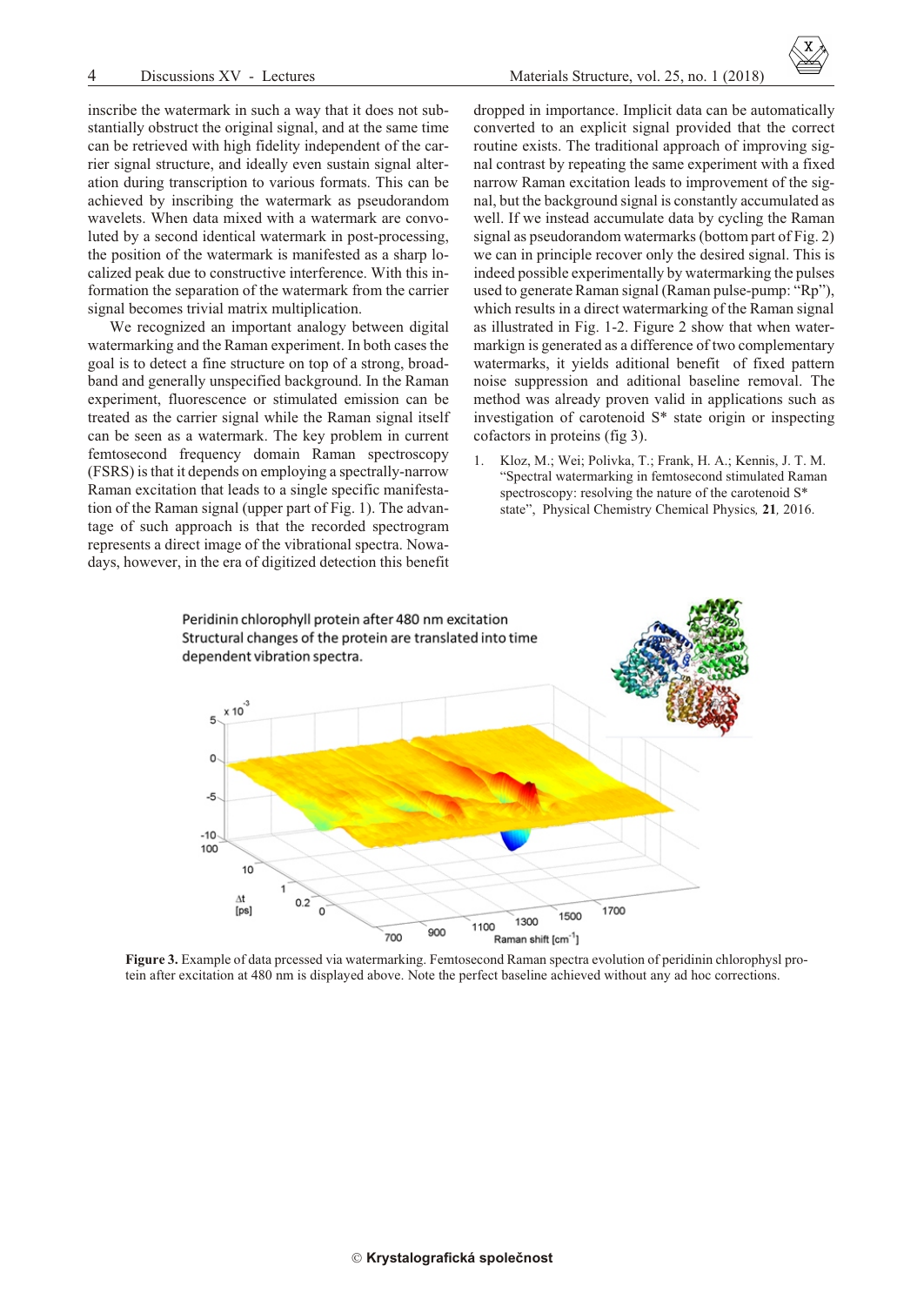inscribe the watermark in such a way that it does not substantially obstruct the original signal, and at the same time can be retrieved with high fidelity independent of the carrier signal structure, and ideally even sustain signal alteration during transcription to various formats. This can be achieved by inscribing the watermark as pseudorandom wavelets. When data mixed with a watermark are convoluted by a second identical watermark in post-processing, the position of the watermark is manifested as a sharp localized peak due to constructive interference. With this information the separation of the watermark from the carrier signal becomes trivial matrix multiplication.

We recognized an important analogy between digital watermarking and the Raman experiment. In both cases the goal is to detect a fine structure on top of a strong, broadband and generally unspecified background. In the Raman experiment, fluorescence or stimulated emission can be treated as the carrier signal while the Raman signal itself can be seen as a watermark. The key problem in current femtosecond frequency domain Raman spectroscopy (FSRS) is that it depends on employing a spectrally-narrow Raman excitation that leads to a single specific manifestation of the Raman signal (upper part of Fig. 1). The advantage of such approach is that the recorded spectrogram represents a direct image of the vibrational spectra. Nowadays, however, in the era of digitized detection this benefit dropped in importance. Implicit data can be automatically converted to an explicit signal provided that the correct routine exists. The traditional approach of improving signal contrast by repeating the same experiment with a fixed narrow Raman excitation leads to improvement of the signal, but the background signal is constantly accumulated as well. If we instead accumulate data by cycling the Raman signal as pseudorandom watermarks (bottom part of Fig. 2) we can in principle recover only the desired signal. This is indeed possible experimentally by watermarking the pulses used to generate Raman signal (Raman pulse-pump: "Rp"), which results in a direct watermarking of the Raman signal as illustrated in Fig. 1-2. Figure 2 show that when watermarkign is generated as a difference of two complementary watermarks, it yields aditional benefit of fixed pattern noise suppression and aditional baseline removal. The method was already proven valid in applications such as investigation of carotenoid S* state origin or inspecting cofactors in proteins (fig 3).

1. Kloz, M.; Wei; Polivka, T.; Frank, H. A.; Kennis, J. T. M. "Spectral watermarking in femtosecond stimulated Raman spectroscopy: resolving the nature of the carotenoid S* state", Physical Chemistry Chemical Physics, **21**, 2016.

**Figure 3.** Example of data prcessed via watermarking. Femtosecond Raman spectra evolution of peridinin chlorophysl protein after excitation at 480 nm is displayed above. Note the perfect baseline achieved without any ad hoc corrections.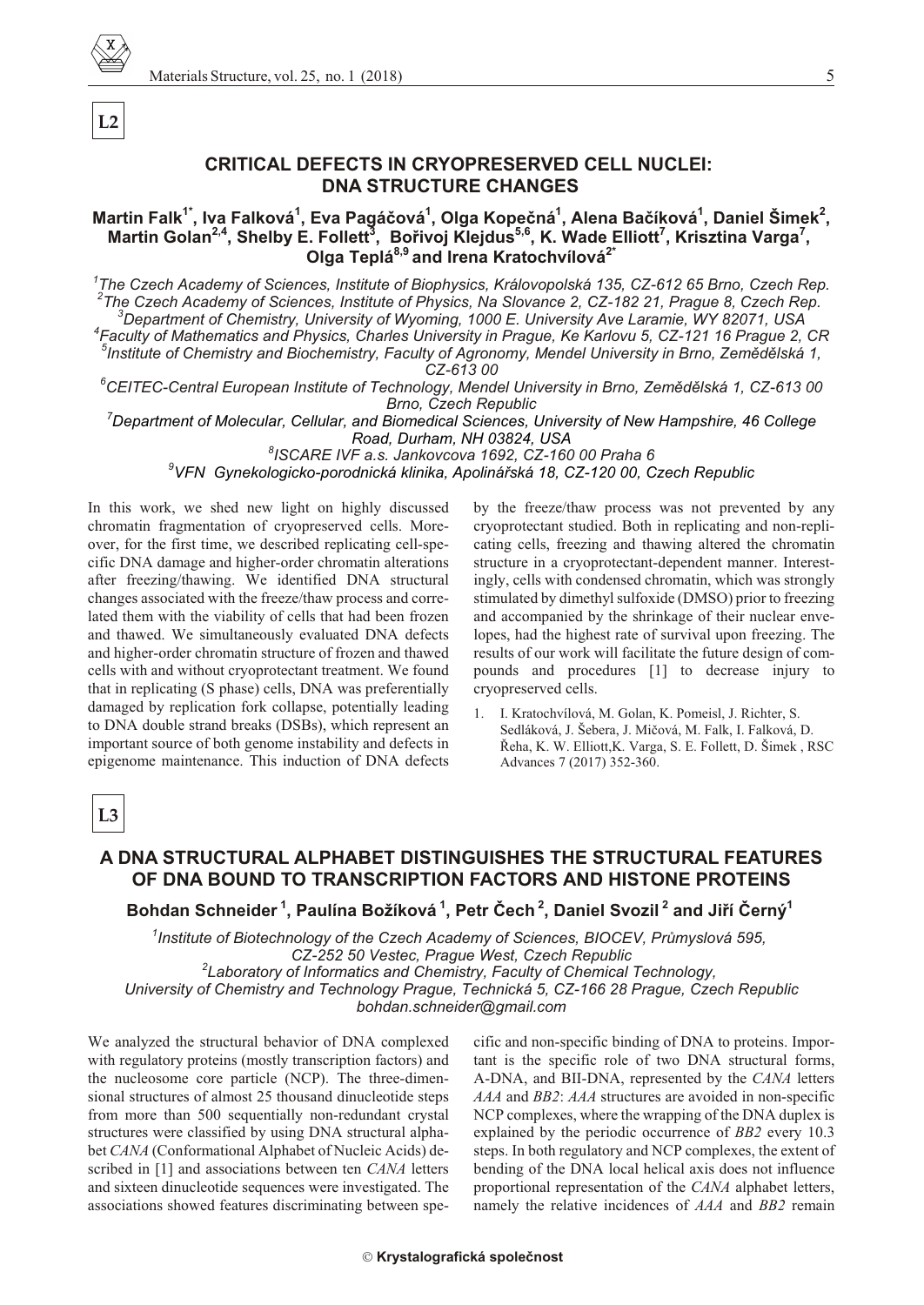**L2**

## CRITICAL DEFECTS IN CRYOPRESERVED CELL NUCLEI: DNA STRUCTURE CHANGES

**Martin Falk[1*], Iva Falková[1], Eva Pagáčová[1], Olga Kopečná[1], Alena Bačíková[1], Daniel Šimek[2], Martin Golan[2,4], Shelby E. Follett[3], Bořivoj Klejdus[5,6], K. Wade Elliott[7], Krisztina Varga[7], Olga Teplá[8,9] and Irena Kratochvílová[2*]**

*[1]The Czech Academy of Sciences, Institute of Biophysics, Královopolská 135, CZ-612 65 Brno, Czech Rep.*
*[2]The Czech Academy of Sciences, Institute of Physics, Na Slovance 2, CZ-182 21, Prague 8, Czech Rep.*
*[3]Department of Chemistry, University of Wyoming, 1000 E. University Ave Laramie, WY 82071, USA*
*[4]Faculty of Mathematics and Physics, Charles University in Prague, Ke Karlovu 5, CZ-121 16 Prague 2, CR*
*[5]Institute of Chemistry and Biochemistry, Faculty of Agronomy, Mendel University in Brno, Zemědělská 1, CZ-613 00*
*[6]CEITEC-Central European Institute of Technology, Mendel University in Brno, Zemědělská 1, CZ-613 00 Brno, Czech Republic*
*[7]Department of Molecular, Cellular, and Biomedical Sciences, University of New Hampshire, 46 College Road, Durham, NH 03824, USA*
*[8]ISCARE IVF a.s. Jankovcova 1692, CZ-160 00 Praha 6*
*[9]VFN Gynekologicko-porodnická klinika, Apolinářská 18, CZ-120 00, Czech Republic*

In this work, we shed new light on highly discussed chromatin fragmentation of cryopreserved cells. Moreover, for the first time, we described replicating cell-specific DNA damage and higher-order chromatin alterations after freezing/thawing. We identified DNA structural changes associated with the freeze/thaw process and correlated them with the viability of cells that had been frozen and thawed. We simultaneously evaluated DNA defects and higher-order chromatin structure of frozen and thawed cells with and without cryoprotectant treatment. We found that in replicating (S phase) cells, DNA was preferentially damaged by replication fork collapse, potentially leading to DNA double strand breaks (DSBs), which represent an important source of both genome instability and defects in epigenome maintenance. This induction of DNA defects by the freeze/thaw process was not prevented by any cryoprotectant studied. Both in replicating and non-replicating cells, freezing and thawing altered the chromatin structure in a cryoprotectant-dependent manner. Interestingly, cells with condensed chromatin, which was strongly stimulated by dimethyl sulfoxide (DMSO) prior to freezing and accompanied by the shrinkage of their nuclear envelopes, had the highest rate of survival upon freezing. The results of our work will facilitate the future design of compounds and procedures [1] to decrease injury to cryopreserved cells.

1. I. Kratochvílová, M. Golan, K. Pomeisl, J. Richter, S. Sedláková, J. Šebera, J. Mičová, M. Falk, I. Falková, D. Řeha, K. W. Elliott,K. Varga, S. E. Follett, D. Šimek , RSC Advances 7 (2017) 352-360.

**L3**

## A DNA STRUCTURAL ALPHABET DISTINGUISHES THE STRUCTURAL FEATURES OF DNA BOUND TO TRANSCRIPTION FACTORS AND HISTONE PROTEINS

**Bohdan Schneider [1], Paulína Božíková [1], Petr Čech [2], Daniel Svozil [2] and Jiří Černý[1]**

*[1]Institute of Biotechnology of the Czech Academy of Sciences, BIOCEV, Průmyslová 595, CZ-252 50 Vestec, Prague West, Czech Republic*
*[2]Laboratory of Informatics and Chemistry, Faculty of Chemical Technology, University of Chemistry and Technology Prague, Technická 5, CZ-166 28 Prague, Czech Republic*
*bohdan.schneider@gmail.com*

We analyzed the structural behavior of DNA complexed with regulatory proteins (mostly transcription factors) and the nucleosome core particle (NCP). The three-dimensional structures of almost 25 thousand dinucleotide steps from more than 500 sequentially non-redundant crystal structures were classified by using DNA structural alphabet *CANA* (Conformational Alphabet of Nucleic Acids) described in [1] and associations between ten *CANA* letters and sixteen dinucleotide sequences were investigated. The associations showed features discriminating between specific and non-specific binding of DNA to proteins. Important is the specific role of two DNA structural forms, A-DNA, and BII-DNA, represented by the *CANA* letters *AAA* and *BB2*: *AAA* structures are avoided in non-specific NCP complexes, where the wrapping of the DNA duplex is explained by the periodic occurrence of *BB2* every 10.3 steps. In both regulatory and NCP complexes, the extent of bending of the DNA local helical axis does not influence proportional representation of the *CANA* alphabet letters, namely the relative incidences of *AAA* and *BB2* remain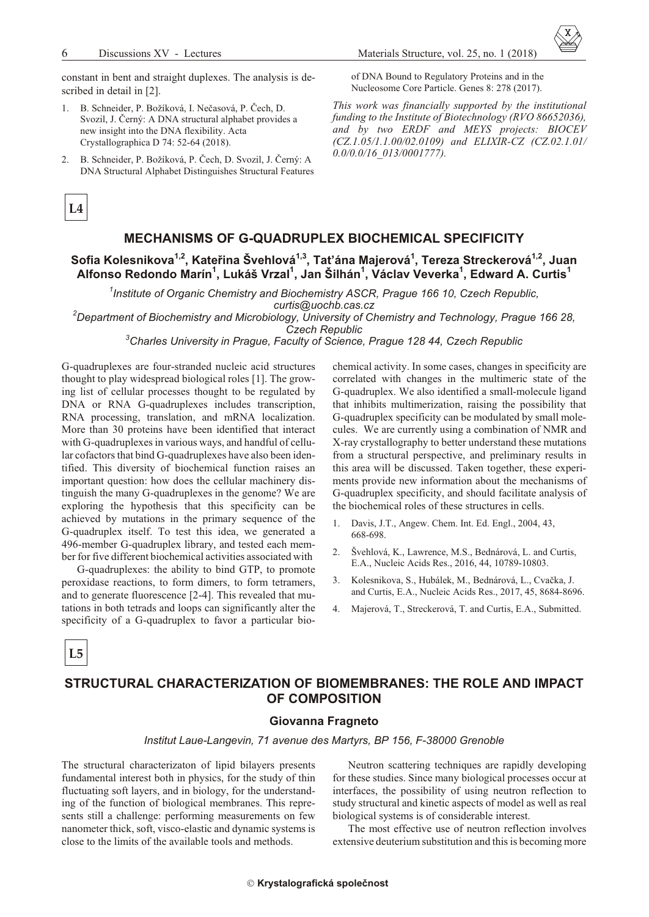constant in bent and straight duplexes. The analysis is described in detail in [2].

1. B. Schneider, P. Božíková, I. Nečasová, P. Čech, D. Svozil, J. Černý: A DNA structural alphabet provides a new insight into the DNA flexibility. Acta Crystallographica D 74: 52-64 (2018).
2. B. Schneider, P. Božíková, P. Čech, D. Svozil, J. Černý: A DNA Structural Alphabet Distinguishes Structural Features of DNA Bound to Regulatory Proteins and in the Nucleosome Core Particle. Genes 8: 278 (2017).

*This work was financially supported by the institutional funding to the Institute of Biotechnology (RVO 86652036), and by two ERDF and MEYS projects: BIOCEV (CZ.1.05/1.1.00/02.0109) and ELIXIR-CZ (CZ.02.1.01/0.0/0.0/16_013/0001777).*

**L4**

## MECHANISMS OF G-QUADRUPLEX BIOCHEMICAL SPECIFICITY

**Sofia Kolesnikova[1,2], Kateřina Švehlová[1,3], Tat'ána Majerová[1], Tereza Streckerová[1,2], Juan Alfonso Redondo Marín[1], Lukáš Vrzal[1], Jan Šilhán[1], Václav Veverka[1], Edward A. Curtis[1]**

*[1]Institute of Organic Chemistry and Biochemistry ASCR, Prague 166 10, Czech Republic, curtis@uochb.cas.cz*
*[2]Department of Biochemistry and Microbiology, University of Chemistry and Technology, Prague 166 28, Czech Republic*
*[3]Charles University in Prague, Faculty of Science, Prague 128 44, Czech Republic*

G-quadruplexes are four-stranded nucleic acid structures thought to play widespread biological roles [1]. The growing list of cellular processes thought to be regulated by DNA or RNA G-quadruplexes includes transcription, RNA processing, translation, and mRNA localization. More than 30 proteins have been identified that interact with G-quadruplexes in various ways, and handful of cellular cofactors that bind G-quadruplexes have also been identified. This diversity of biochemical function raises an important question: how does the cellular machinery distinguish the many G-quadruplexes in the genome? We are exploring the hypothesis that this specificity can be achieved by mutations in the primary sequence of the G-quadruplex itself. To test this idea, we generated a 496-member G-quadruplex library, and tested each member for five different biochemical activities associated with G-quadruplexes: the ability to bind GTP, to promote peroxidase reactions, to form dimers, to form tetramers, and to generate fluorescence [2-4]. This revealed that mutations in both tetrads and loops can significantly alter the specificity of a G-quadruplex to favor a particular biochemical activity. In some cases, changes in specificity are correlated with changes in the multimeric state of the G-quadruplex. We also identified a small-molecule ligand that inhibits multimerization, raising the possibility that G-quadruplex specificity can be modulated by small molecules. We are currently using a combination of NMR and X-ray crystallography to better understand these mutations from a structural perspective, and preliminary results in this area will be discussed. Taken together, these experiments provide new information about the mechanisms of G-quadruplex specificity, and should facilitate analysis of the biochemical roles of these structures in cells.

1. Davis, J.T., Angew. Chem. Int. Ed. Engl., 2004, 43, 668-698.
2. Švehlová, K., Lawrence, M.S., Bednárová, L. and Curtis, E.A., Nucleic Acids Res., 2016, 44, 10789-10803.
3. Kolesnikova, S., Hubálek, M., Bednárová, L., Cvačka, J. and Curtis, E.A., Nucleic Acids Res., 2017, 45, 8684-8696.
4. Majerová, T., Streckerová, T. and Curtis, E.A., Submitted.

**L5**

## STRUCTURAL CHARACTERIZATION OF BIOMEMBRANES: THE ROLE AND IMPACT OF COMPOSITION

**Giovanna Fragneto**

*Institut Laue-Langevin, 71 avenue des Martyrs, BP 156, F-38000 Grenoble*

The structural characterizaton of lipid bilayers presents fundamental interest both in physics, for the study of thin fluctuating soft layers, and in biology, for the understanding of the function of biological membranes. This represents still a challenge: performing measurements on few nanometer thick, soft, visco-elastic and dynamic systems is close to the limits of the available tools and methods.

Neutron scattering techniques are rapidly developing for these studies. Since many biological processes occur at interfaces, the possibility of using neutron reflection to study structural and kinetic aspects of model as well as real biological systems is of considerable interest.

The most effective use of neutron reflection involves extensive deuterium substitution and this is becoming more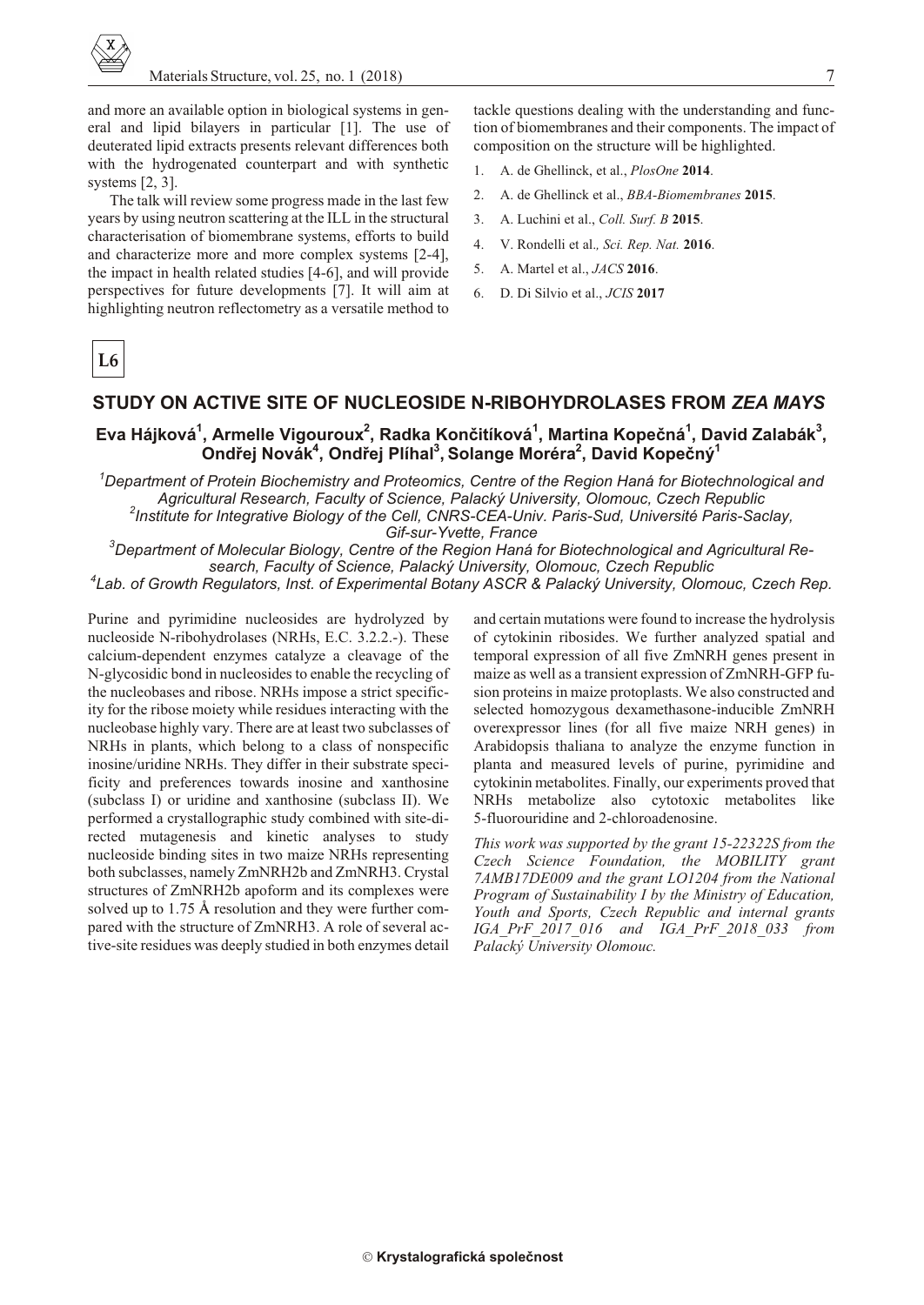and more an available option in biological systems in general and lipid bilayers in particular [1]. The use of deuterated lipid extracts presents relevant differences both with the hydrogenated counterpart and with synthetic systems [2, 3].

The talk will review some progress made in the last few years by using neutron scattering at the ILL in the structural characterisation of biomembrane systems, efforts to build and characterize more and more complex systems [2-4], the impact in health related studies [4-6], and will provide perspectives for future developments [7]. It will aim at highlighting neutron reflectometry as a versatile method to tackle questions dealing with the understanding and function of biomembranes and their components. The impact of composition on the structure will be highlighted.

1. A. de Ghellinck, et al., *PlosOne* **2014**.
2. A. de Ghellinck et al., *BBA-Biomembranes* **2015**.
3. A. Luchini et al., *Coll. Surf. B* **2015**.
4. V. Rondelli et al., *Sci. Rep. Nat.* **2016**.
5. A. Martel et al., *JACS* **2016**.
6. D. Di Silvio et al., *JCIS* **2017**

**L6**

## STUDY ON ACTIVE SITE OF NUCLEOSIDE N-RIBOHYDROLASES FROM *ZEA MAYS*

**Eva Hájková[1], Armelle Vigouroux[2], Radka Končitíková[1], Martina Kopečná[1], David Zalabák[3], Ondřej Novák[4], Ondřej Plíhal[3], Solange Moréra[2], David Kopečný[1]**

*[1]Department of Protein Biochemistry and Proteomics, Centre of the Region Haná for Biotechnological and Agricultural Research, Faculty of Science, Palacký University, Olomouc, Czech Republic*
*[2]Institute for Integrative Biology of the Cell, CNRS-CEA-Univ. Paris-Sud, Université Paris-Saclay, Gif-sur-Yvette, France*
*[3]Department of Molecular Biology, Centre of the Region Haná for Biotechnological and Agricultural Research, Faculty of Science, Palacký University, Olomouc, Czech Republic*
*[4]Lab. of Growth Regulators, Inst. of Experimental Botany ASCR & Palacký University, Olomouc, Czech Rep.*

Purine and pyrimidine nucleosides are hydrolyzed by nucleoside N-ribohydrolases (NRHs, E.C. 3.2.2.-). These calcium-dependent enzymes catalyze a cleavage of the N-glycosidic bond in nucleosides to enable the recycling of the nucleobases and ribose. NRHs impose a strict specificity for the ribose moiety while residues interacting with the nucleobase highly vary. There are at least two subclasses of NRHs in plants, which belong to a class of nonspecific inosine/uridine NRHs. They differ in their substrate specificity and preferences towards inosine and xanthosine (subclass I) or uridine and xanthosine (subclass II). We performed a crystallographic study combined with site-directed mutagenesis and kinetic analyses to study nucleoside binding sites in two maize NRHs representing both subclasses, namely ZmNRH2b and ZmNRH3. Crystal structures of ZmNRH2b apoform and its complexes were solved up to 1.75 Å resolution and they were further compared with the structure of ZmNRH3. A role of several active-site residues was deeply studied in both enzymes detail and certain mutations were found to increase the hydrolysis of cytokinin ribosides. We further analyzed spatial and temporal expression of all five ZmNRH genes present in maize as well as a transient expression of ZmNRH-GFP fusion proteins in maize protoplasts. We also constructed and selected homozygous dexamethasone-inducible ZmNRH overexpressor lines (for all five maize NRH genes) in Arabidopsis thaliana to analyze the enzyme function in planta and measured levels of purine, pyrimidine and cytokinin metabolites. Finally, our experiments proved that NRHs metabolize also cytotoxic metabolites like 5-fluorouridine and 2-chloroadenosine.

*This work was supported by the grant 15-22322S from the Czech Science Foundation, the MOBILITY grant 7AMB17DE009 and the grant LO1204 from the National Program of Sustainability I by the Ministry of Education, Youth and Sports, Czech Republic and internal grants IGA_PrF_2017_016 and IGA_PrF_2018_033 from Palacký University Olomouc.*